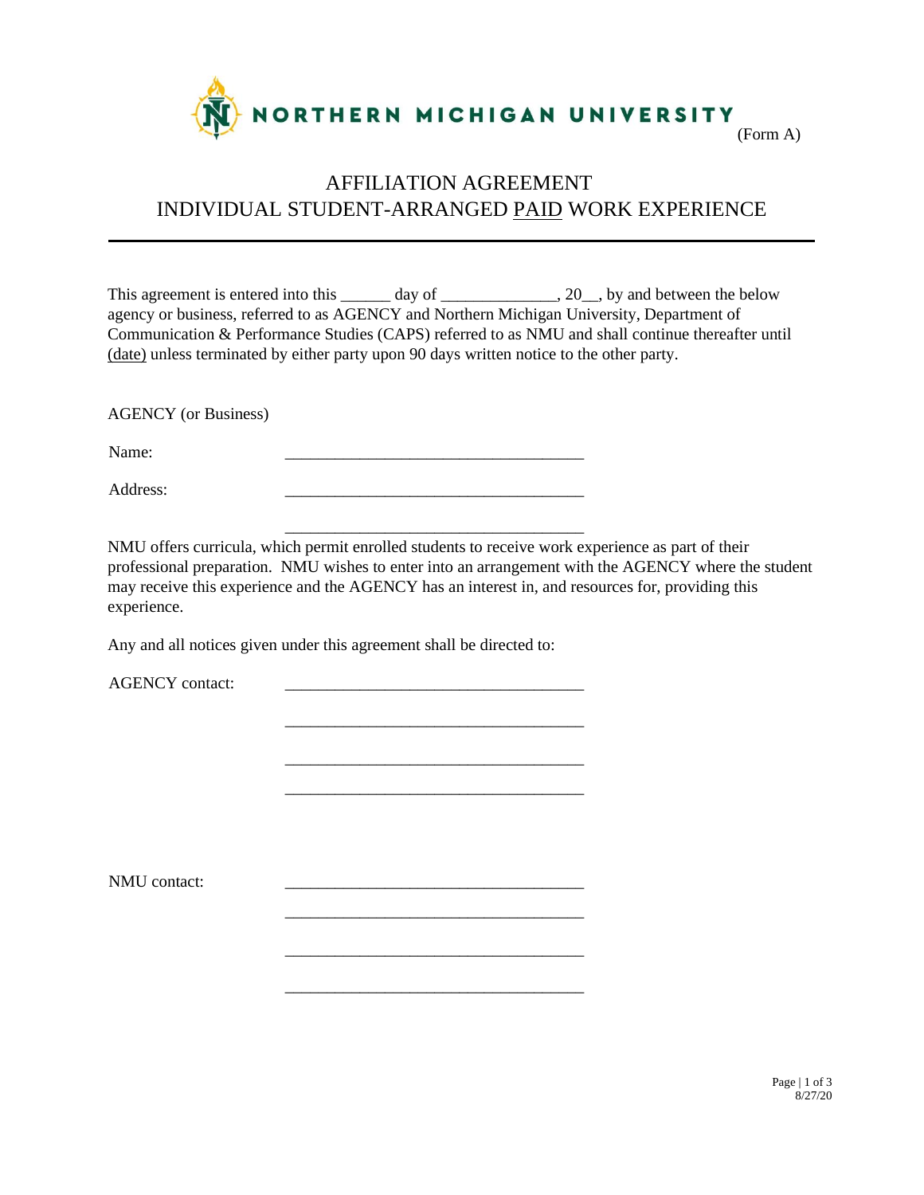NORTHERN MICHIGAN UNIVERSITY

(Form A)

# AFFILIATION AGREEMENT
# INDIVIDUAL STUDENT-ARRANGED PAID WORK EXPERIENCE

---

This agreement is entered into this ______ day of ______________, 20__, by and between the below agency or business, referred to as AGENCY and Northern Michigan University, Department of Communication & Performance Studies (CAPS) referred to as NMU and shall continue thereafter until (date) unless terminated by either party upon 90 days written notice to the other party.

AGENCY (or Business)

Name: ____________________________________

Address: ____________________________________

____________________________________

NMU offers curricula, which permit enrolled students to receive work experience as part of their professional preparation. NMU wishes to enter into an arrangement with the AGENCY where the student may receive this experience and the AGENCY has an interest in, and resources for, providing this experience.

Any and all notices given under this agreement shall be directed to:

AGENCY contact: ____________________________________

____________________________________

____________________________________

____________________________________

NMU contact: ____________________________________

____________________________________

____________________________________

____________________________________

8/27/20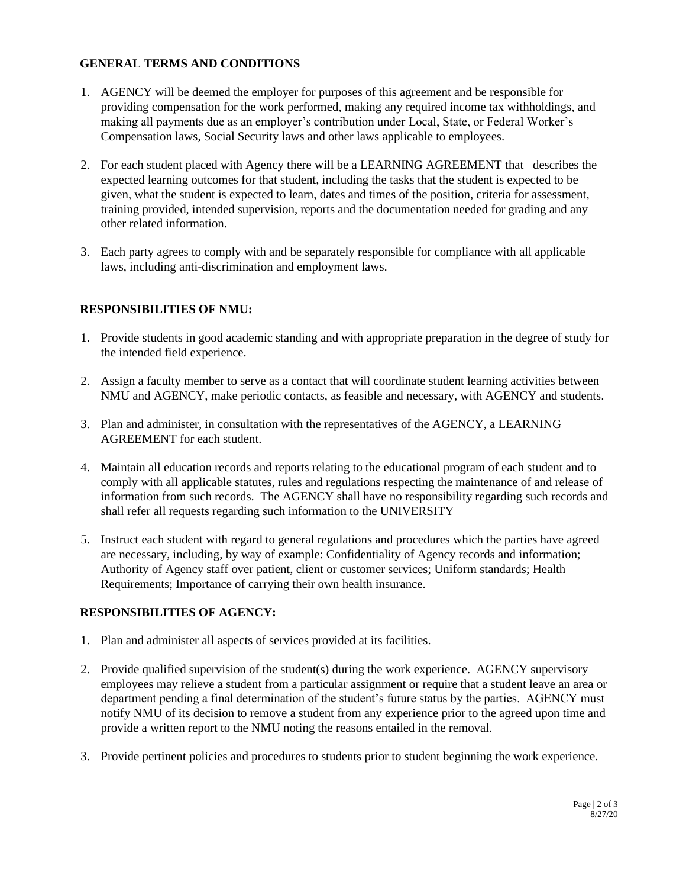**GENERAL TERMS AND CONDITIONS**

1. AGENCY will be deemed the employer for purposes of this agreement and be responsible for providing compensation for the work performed, making any required income tax withholdings, and making all payments due as an employer's contribution under Local, State, or Federal Worker's Compensation laws, Social Security laws and other laws applicable to employees.

2. For each student placed with Agency there will be a LEARNING AGREEMENT that describes the expected learning outcomes for that student, including the tasks that the student is expected to be given, what the student is expected to learn, dates and times of the position, criteria for assessment, training provided, intended supervision, reports and the documentation needed for grading and any other related information.

3. Each party agrees to comply with and be separately responsible for compliance with all applicable laws, including anti-discrimination and employment laws.

**RESPONSIBILITIES OF NMU:**

1. Provide students in good academic standing and with appropriate preparation in the degree of study for the intended field experience.

2. Assign a faculty member to serve as a contact that will coordinate student learning activities between NMU and AGENCY, make periodic contacts, as feasible and necessary, with AGENCY and students.

3. Plan and administer, in consultation with the representatives of the AGENCY, a LEARNING AGREEMENT for each student.

4. Maintain all education records and reports relating to the educational program of each student and to comply with all applicable statutes, rules and regulations respecting the maintenance of and release of information from such records. The AGENCY shall have no responsibility regarding such records and shall refer all requests regarding such information to the UNIVERSITY

5. Instruct each student with regard to general regulations and procedures which the parties have agreed are necessary, including, by way of example: Confidentiality of Agency records and information; Authority of Agency staff over patient, client or customer services; Uniform standards; Health Requirements; Importance of carrying their own health insurance.

**RESPONSIBILITIES OF AGENCY:**

1. Plan and administer all aspects of services provided at its facilities.

2. Provide qualified supervision of the student(s) during the work experience. AGENCY supervisory employees may relieve a student from a particular assignment or require that a student leave an area or department pending a final determination of the student's future status by the parties. AGENCY must notify NMU of its decision to remove a student from any experience prior to the agreed upon time and provide a written report to the NMU noting the reasons entailed in the removal.

3. Provide pertinent policies and procedures to students prior to student beginning the work experience.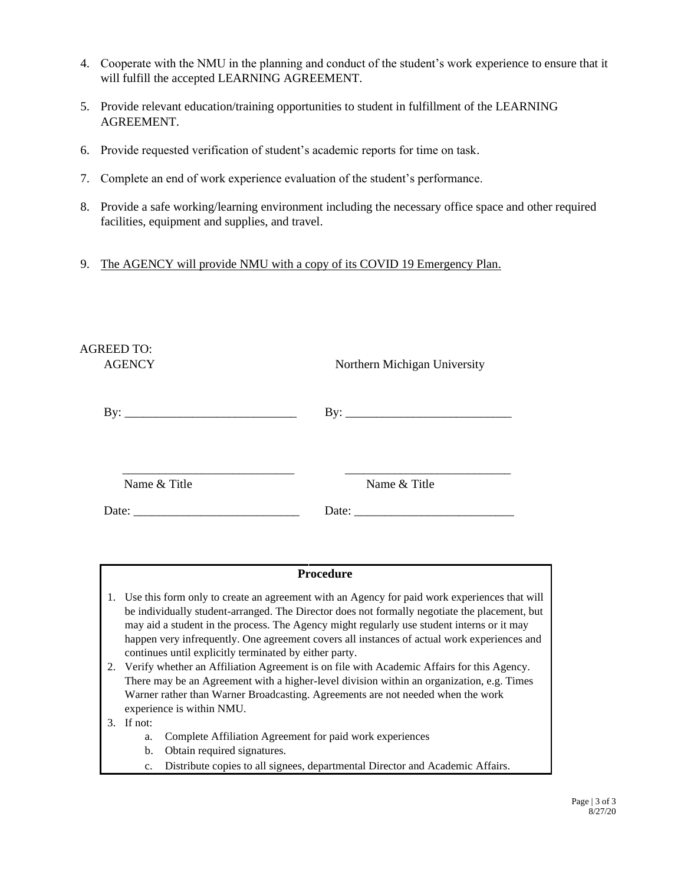4. Cooperate with the NMU in the planning and conduct of the student's work experience to ensure that it will fulfill the accepted LEARNING AGREEMENT.

5. Provide relevant education/training opportunities to student in fulfillment of the LEARNING AGREEMENT.

6. Provide requested verification of student's academic reports for time on task.

7. Complete an end of work experience evaluation of the student's performance.

8. Provide a safe working/learning environment including the necessary office space and other required facilities, equipment and supplies, and travel.

9. <u>The AGENCY will provide NMU with a copy of its COVID 19 Emergency Plan.</u>

AGREED TO:

| AGENCY | Northern Michigan University |
|---|---|
| By: ____________________________ | By: ___________________________ |
| ____________________________ | ___________________________ |
| Name & Title | Name & Title |
| Date: ___________________________ | Date: __________________________ |

**Procedure**

1. Use this form only to create an agreement with an Agency for paid work experiences that will be individually student-arranged. The Director does not formally negotiate the placement, but may aid a student in the process. The Agency might regularly use student interns or it may happen very infrequently. One agreement covers all instances of actual work experiences and continues until explicitly terminated by either party.
2. Verify whether an Affiliation Agreement is on file with Academic Affairs for this Agency. There may be an Agreement with a higher-level division within an organization, e.g. Times Warner rather than Warner Broadcasting. Agreements are not needed when the work experience is within NMU.
3. If not:
   a. Complete Affiliation Agreement for paid work experiences
   b. Obtain required signatures.
   c. Distribute copies to all signees, departmental Director and Academic Affairs.

8/27/20